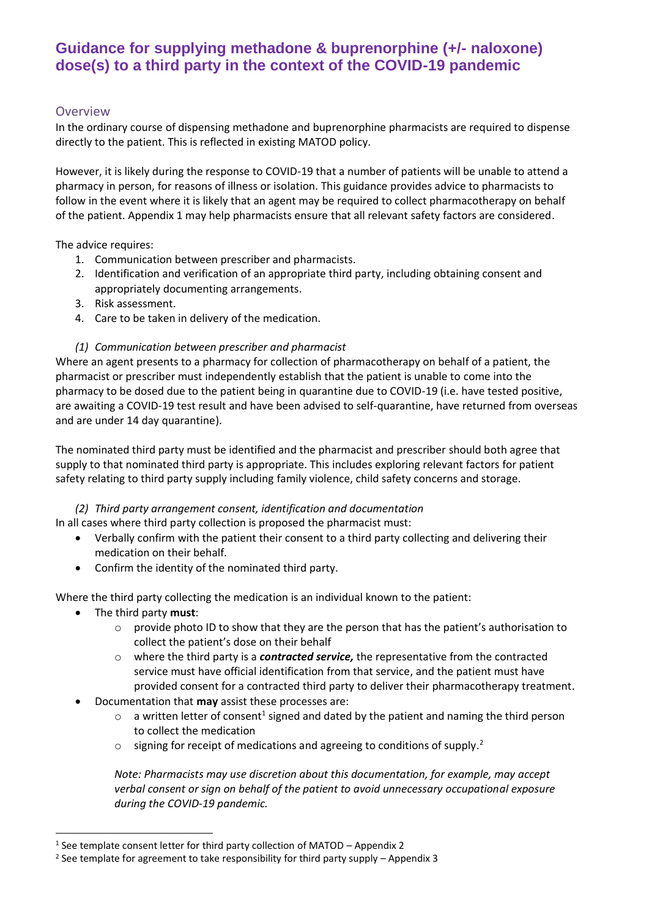# Guidance for supplying methadone & buprenorphine (+/- naloxone) dose(s) to a third party in the context of the COVID-19 pandemic

## Overview

In the ordinary course of dispensing methadone and buprenorphine pharmacists are required to dispense directly to the patient. This is reflected in existing MATOD policy.

However, it is likely during the response to COVID-19 that a number of patients will be unable to attend a pharmacy in person, for reasons of illness or isolation. This guidance provides advice to pharmacists to follow in the event where it is likely that an agent may be required to collect pharmacotherapy on behalf of the patient. Appendix 1 may help pharmacists ensure that all relevant safety factors are considered.

The advice requires:

1. Communication between prescriber and pharmacists.
2. Identification and verification of an appropriate third party, including obtaining consent and appropriately documenting arrangements.
3. Risk assessment.
4. Care to be taken in delivery of the medication.

### *(1) Communication between prescriber and pharmacist*

Where an agent presents to a pharmacy for collection of pharmacotherapy on behalf of a patient, the pharmacist or prescriber must independently establish that the patient is unable to come into the pharmacy to be dosed due to the patient being in quarantine due to COVID-19 (i.e. have tested positive, are awaiting a COVID-19 test result and have been advised to self-quarantine, have returned from overseas and are under 14 day quarantine).

The nominated third party must be identified and the pharmacist and prescriber should both agree that supply to that nominated third party is appropriate. This includes exploring relevant factors for patient safety relating to third party supply including family violence, child safety concerns and storage.

### *(2) Third party arrangement consent, identification and documentation*

In all cases where third party collection is proposed the pharmacist must:

- Verbally confirm with the patient their consent to a third party collecting and delivering their medication on their behalf.
- Confirm the identity of the nominated third party.

Where the third party collecting the medication is an individual known to the patient:

- The third party **must**:
  - provide photo ID to show that they are the person that has the patient's authorisation to collect the patient's dose on their behalf
  - where the third party is a ***contracted service,*** the representative from the contracted service must have official identification from that service, and the patient must have provided consent for a contracted third party to deliver their pharmacotherapy treatment.
- Documentation that **may** assist these processes are:
  - a written letter of consent[1] signed and dated by the patient and naming the third person to collect the medication
  - signing for receipt of medications and agreeing to conditions of supply.[2]

  *Note: Pharmacists may use discretion about this documentation, for example, may accept verbal consent or sign on behalf of the patient to avoid unnecessary occupational exposure during the COVID-19 pandemic.*

---

[1] See template consent letter for third party collection of MATOD – Appendix 2

[2] See template for agreement to take responsibility for third party supply – Appendix 3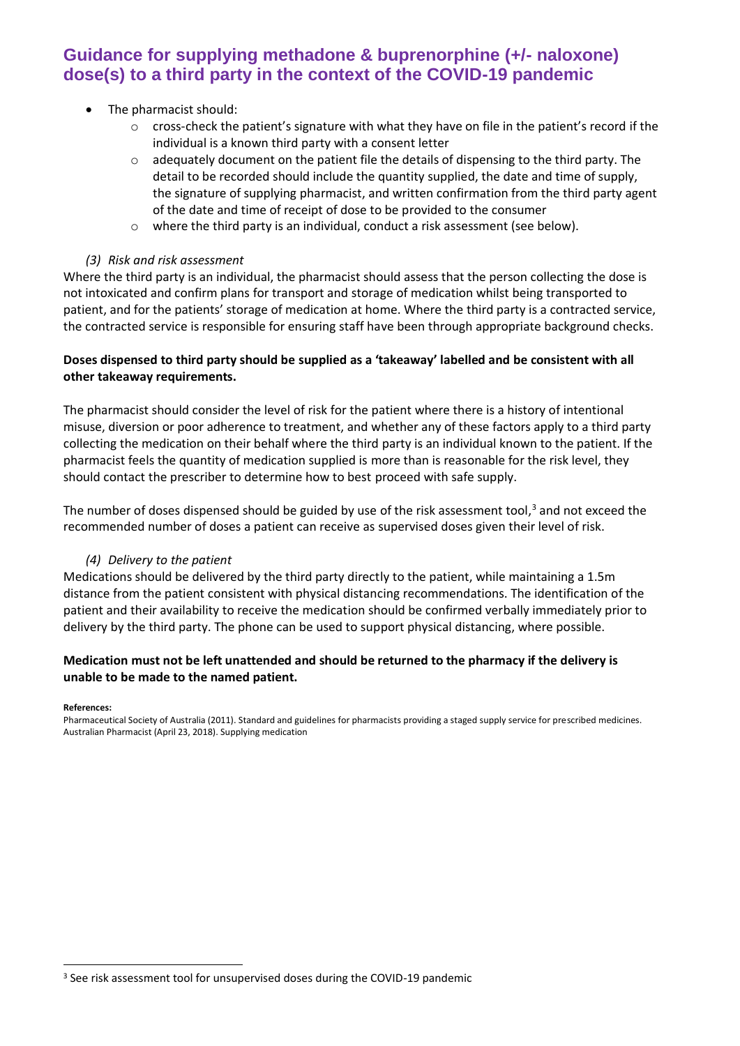- The pharmacist should:
    - cross-check the patient's signature with what they have on file in the patient's record if the individual is a known third party with a consent letter
    - adequately document on the patient file the details of dispensing to the third party. The detail to be recorded should include the quantity supplied, the date and time of supply, the signature of supplying pharmacist, and written confirmation from the third party agent of the date and time of receipt of dose to be provided to the consumer
    - where the third party is an individual, conduct a risk assessment (see below).

*(3) Risk and risk assessment*

Where the third party is an individual, the pharmacist should assess that the person collecting the dose is not intoxicated and confirm plans for transport and storage of medication whilst being transported to patient, and for the patients' storage of medication at home. Where the third party is a contracted service, the contracted service is responsible for ensuring staff have been through appropriate background checks.

**Doses dispensed to third party should be supplied as a 'takeaway' labelled and be consistent with all other takeaway requirements.**

The pharmacist should consider the level of risk for the patient where there is a history of intentional misuse, diversion or poor adherence to treatment, and whether any of these factors apply to a third party collecting the medication on their behalf where the third party is an individual known to the patient. If the pharmacist feels the quantity of medication supplied is more than is reasonable for the risk level, they should contact the prescriber to determine how to best proceed with safe supply.

The number of doses dispensed should be guided by use of the risk assessment tool,[3] and not exceed the recommended number of doses a patient can receive as supervised doses given their level of risk.

*(4) Delivery to the patient*

Medications should be delivered by the third party directly to the patient, while maintaining a 1.5m distance from the patient consistent with physical distancing recommendations. The identification of the patient and their availability to receive the medication should be confirmed verbally immediately prior to delivery by the third party. The phone can be used to support physical distancing, where possible.

**Medication must not be left unattended and should be returned to the pharmacy if the delivery is unable to be made to the named patient.**

**References:**

Pharmaceutical Society of Australia (2011). Standard and guidelines for pharmacists providing a staged supply service for prescribed medicines.
Australian Pharmacist (April 23, 2018). Supplying medication

[3] See risk assessment tool for unsupervised doses during the COVID-19 pandemic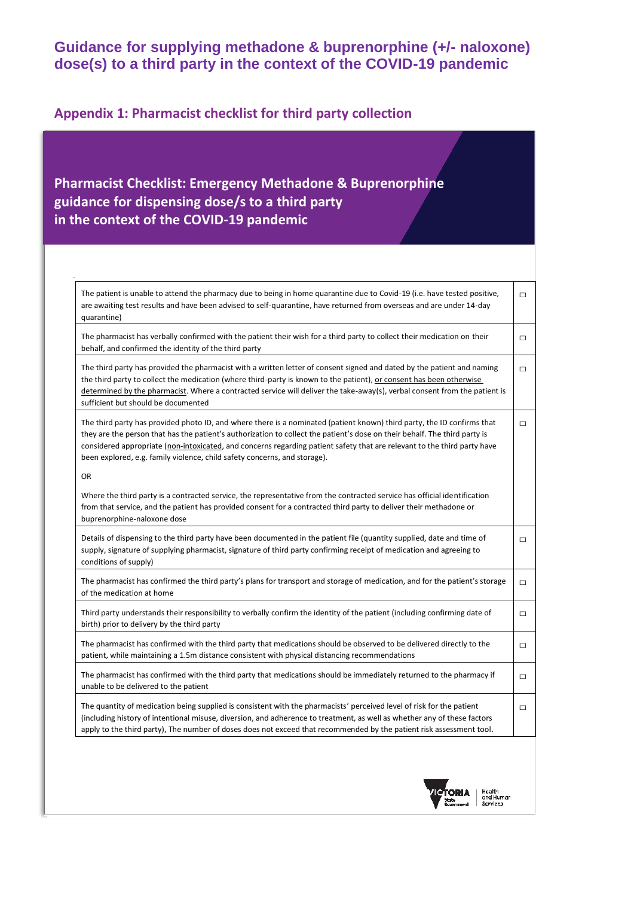# Guidance for supplying methadone & buprenorphine (+/- naloxone) dose(s) to a third party in the context of the COVID-19 pandemic

## Appendix 1: Pharmacist checklist for third party collection

### Pharmacist Checklist: Emergency Methadone & Buprenorphine guidance for dispensing dose/s to a third party in the context of the COVID-19 pandemic

| | |
|---|---|
| The patient is unable to attend the pharmacy due to being in home quarantine due to Covid-19 (i.e. have tested positive, are awaiting test results and have been advised to self-quarantine, have returned from overseas and are under 14-day quarantine) | ☐ |
| The pharmacist has verbally confirmed with the patient their wish for a third party to collect their medication on their behalf, and confirmed the identity of the third party | ☐ |
| The third party has provided the pharmacist with a written letter of consent signed and dated by the patient and naming the third party to collect the medication (where third-party is known to the patient), or consent has been otherwise determined by the pharmacist. Where a contracted service will deliver the take-away(s), verbal consent from the patient is sufficient but should be documented | ☐ |
| The third party has provided photo ID, and where there is a nominated (patient known) third party, the ID confirms that they are the person that has the patient's authorization to collect the patient's dose on their behalf. The third party is considered appropriate (non-intoxicated, and concerns regarding patient safety that are relevant to the third party have been explored, e.g. family violence, child safety concerns, and storage).<br><br>OR<br><br>Where the third party is a contracted service, the representative from the contracted service has official identification from that service, and the patient has provided consent for a contracted third party to deliver their methadone or buprenorphine-naloxone dose | ☐ |
| Details of dispensing to the third party have been documented in the patient file (quantity supplied, date and time of supply, signature of supplying pharmacist, signature of third party confirming receipt of medication and agreeing to conditions of supply) | ☐ |
| The pharmacist has confirmed the third party's plans for transport and storage of medication, and for the patient's storage of the medication at home | ☐ |
| Third party understands their responsibility to verbally confirm the identity of the patient (including confirming date of birth) prior to delivery by the third party | ☐ |
| The pharmacist has confirmed with the third party that medications should be observed to be delivered directly to the patient, while maintaining a 1.5m distance consistent with physical distancing recommendations | ☐ |
| The pharmacist has confirmed with the third party that medications should be immediately returned to the pharmacy if unable to be delivered to the patient | ☐ |
| The quantity of medication being supplied is consistent with the pharmacists' perceived level of risk for the patient (including history of intentional misuse, diversion, and adherence to treatment, as well as whether any of these factors apply to the third party), The number of doses does not exceed that recommended by the patient risk assessment tool. | ☐ |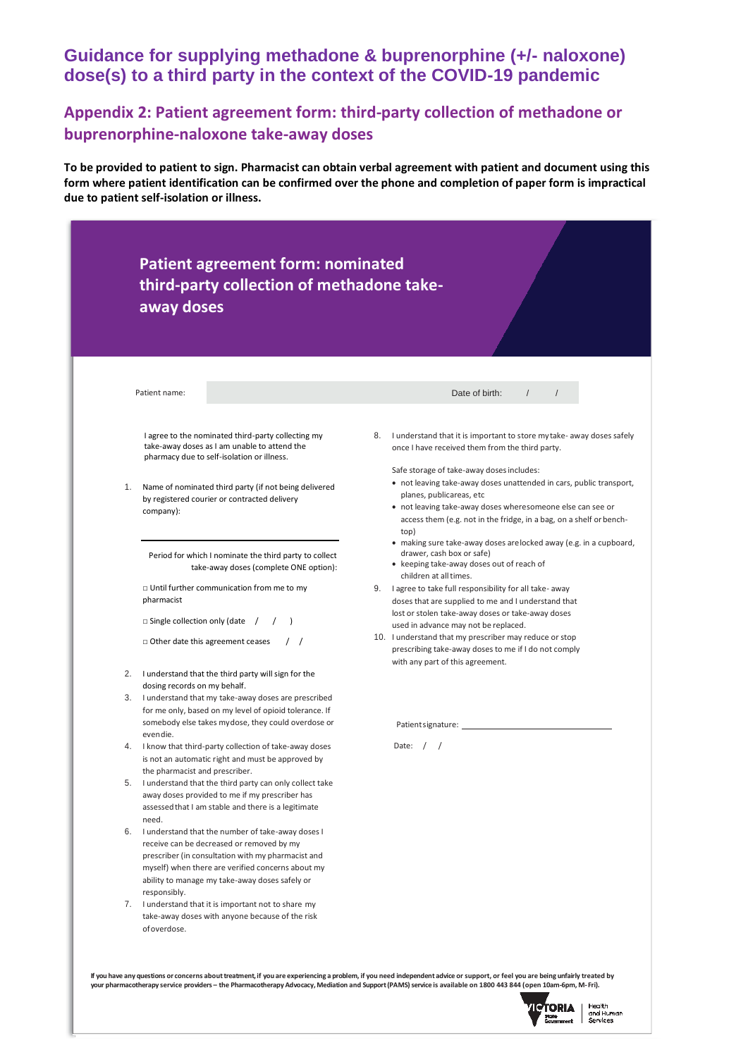# Guidance for supplying methadone & buprenorphine (+/- naloxone) dose(s) to a third party in the context of the COVID-19 pandemic

## Appendix 2: Patient agreement form: third-party collection of methadone or buprenorphine-naloxone take-away doses

**To be provided to patient to sign. Pharmacist can obtain verbal agreement with patient and document using this form where patient identification can be confirmed over the phone and completion of paper form is impractical due to patient self-isolation or illness.**

### Patient agreement form: nominated third-party collection of methadone take-away doses

Patient name: ______________________ Date of birth: / /

I agree to the nominated third-party collecting my take-away doses as I am unable to attend the pharmacy due to self-isolation or illness.

1. Name of nominated third party (if not being delivered by registered courier or contracted delivery company):

   ______________________

   Period for which I nominate the third party to collect take-away doses (complete ONE option):

   □ Until further communication from me to my pharmacist

   □ Single collection only (date / / )

   □ Other date this agreement ceases / /

2. I understand that the third party will sign for the dosing records on my behalf.
3. I understand that my take-away doses are prescribed for me only, based on my level of opioid tolerance. If somebody else takes my dose, they could overdose or even die.
4. I know that third-party collection of take-away doses is not an automatic right and must be approved by the pharmacist and prescriber.
5. I understand that the third party can only collect take away doses provided to me if my prescriber has assessed that I am stable and there is a legitimate need.
6. I understand that the number of take-away doses I receive can be decreased or removed by my prescriber (in consultation with my pharmacist and myself) when there are verified concerns about my ability to manage my take-away doses safely or responsibly.
7. I understand that it is important not to share my take-away doses with anyone because of the risk of overdose.
8. I understand that it is important to store my take- away doses safely once I have received them from the third party.

   Safe storage of take-away doses includes:
   - not leaving take-away doses unattended in cars, public transport, planes, publicareas, etc
   - not leaving take-away doses where someone else can see or access them (e.g. not in the fridge, in a bag, on a shelf or bench-top)
   - making sure take-away doses are locked away (e.g. in a cupboard, drawer, cash box or safe)
   - keeping take-away doses out of reach of children at all times.
9. I agree to take full responsibility for all take- away doses that are supplied to me and I understand that lost or stolen take-away doses or take-away doses used in advance may not be replaced.
10. I understand that my prescriber may reduce or stop prescribing take-away doses to me if I do not comply with any part of this agreement.

Patient signature: ______________________

Date: / /

**If you have any questions or concerns about treatment, if you are experiencing a problem, if you need independent advice or support, or feel you are being unfairly treated by your pharmacotherapy service providers – the Pharmacotherapy Advocacy, Mediation and Support (PAMS) service is available on 1800 443 844 (open 10am-6pm, M-Fri).**

Victoria State Government | Health and Human Services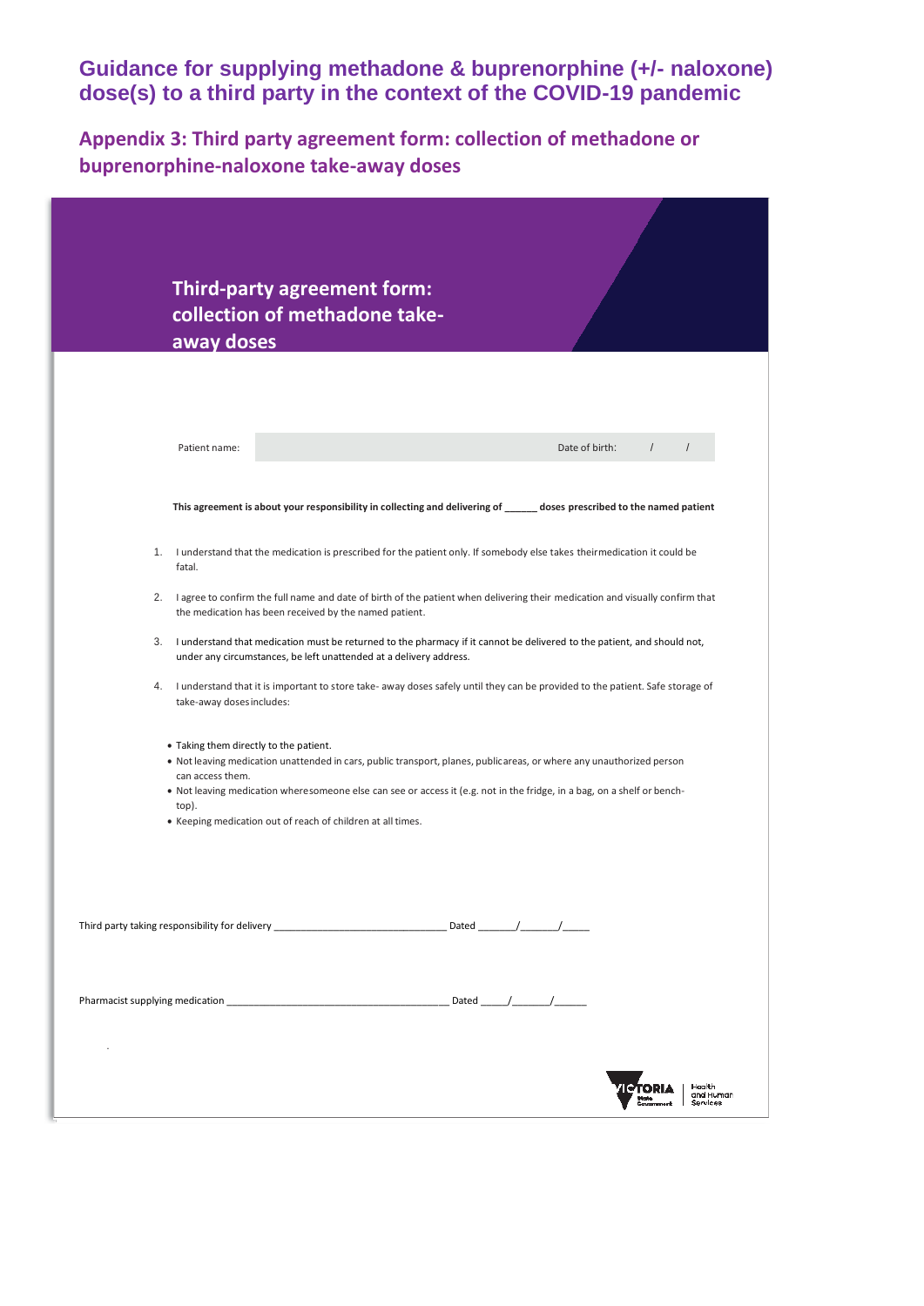# Guidance for supplying methadone & buprenorphine (+/- naloxone) dose(s) to a third party in the context of the COVID-19 pandemic

## Appendix 3: Third party agreement form: collection of methadone or buprenorphine-naloxone take-away doses

### Third-party agreement form: collection of methadone take-away doses

| Patient name: | | Date of birth: / / |
|---|---|---|

**This agreement is about your responsibility in collecting and delivering of ______ doses prescribed to the named patient**

1. I understand that the medication is prescribed for the patient only. If somebody else takes theirmedication it could be fatal.
2. I agree to confirm the full name and date of birth of the patient when delivering their medication and visually confirm that the medication has been received by the named patient.
3. I understand that medication must be returned to the pharmacy if it cannot be delivered to the patient, and should not, under any circumstances, be left unattended at a delivery address.
4. I understand that it is important to store take- away doses safely until they can be provided to the patient. Safe storage of take-away dosesincludes:

- Taking them directly to the patient.
- Not leaving medication unattended in cars, public transport, planes, publicareas, or where any unauthorized person can access them.
- Not leaving medication wheresomeone else can see or access it (e.g. not in the fridge, in a bag, on a shelf or bench-top).
- Keeping medication out of reach of children at all times.

Third party taking responsibility for delivery ______________________________ Dated ______/______/_____

Pharmacist supplying medication ______________________________________ Dated _____/______/______

Victoria State Government | Health and Human Services